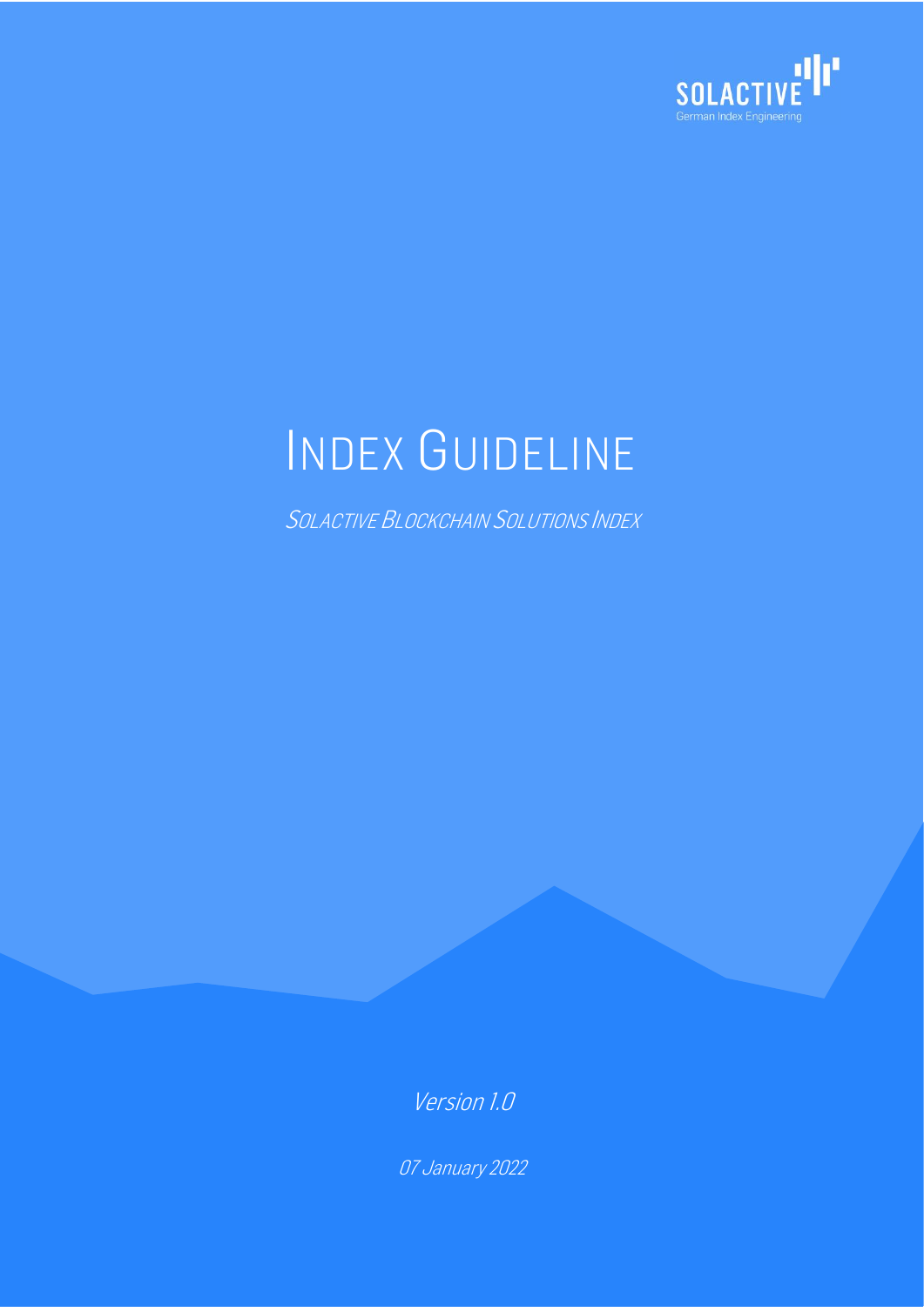# Index Guideline

*Solactive Blockchain Solutions Index*

*Version 1.0*

*07 January 2022*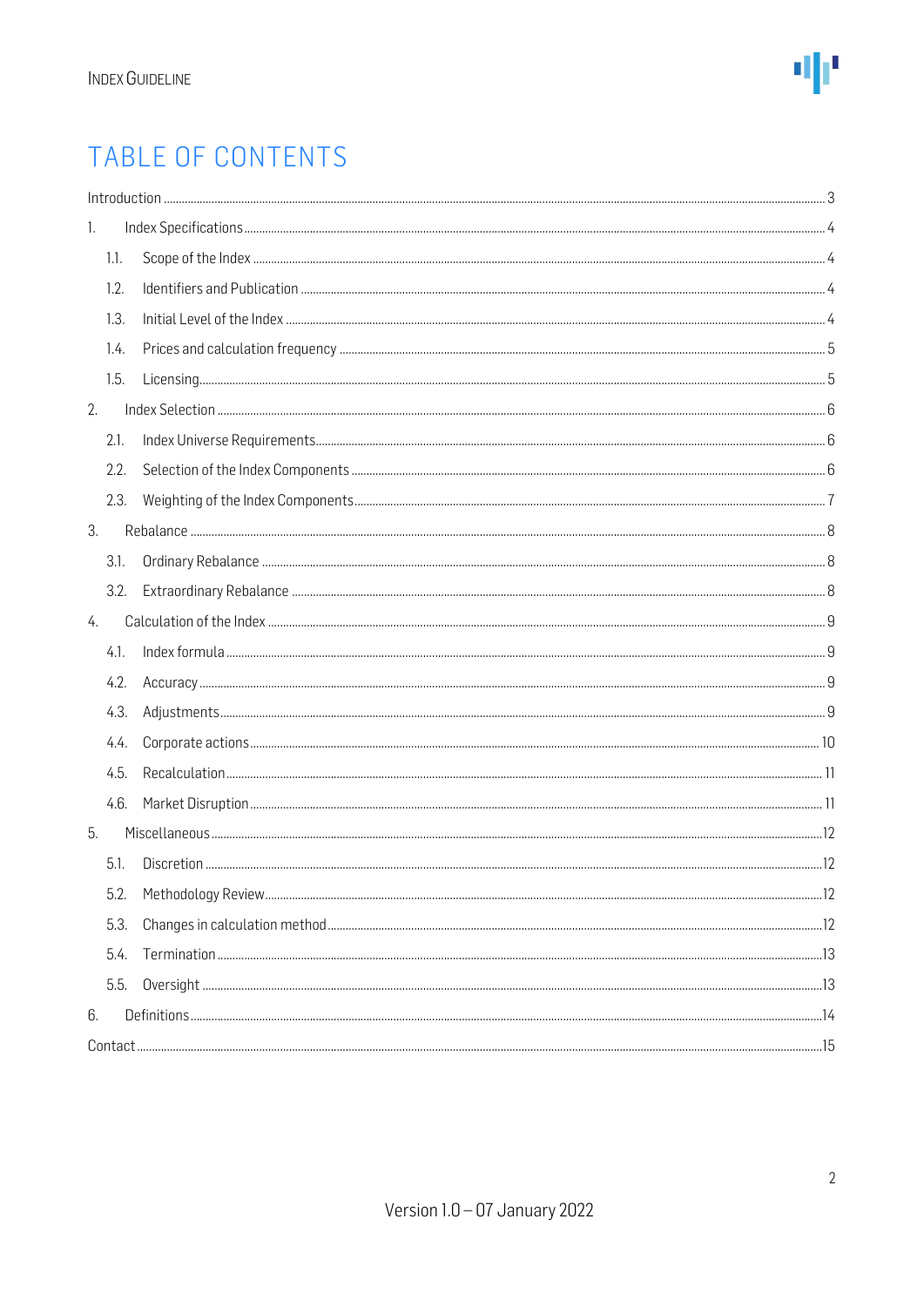# TABLE OF CONTENTS

Introduction ..... 3

1. Index Specifications ..... 4
   - 1.1. Scope of the Index ..... 4
   - 1.2. Identifiers and Publication ..... 4
   - 1.3. Initial Level of the Index ..... 4
   - 1.4. Prices and calculation frequency ..... 5
   - 1.5. Licensing ..... 5
2. Index Selection ..... 6
   - 2.1. Index Universe Requirements ..... 6
   - 2.2. Selection of the Index Components ..... 6
   - 2.3. Weighting of the Index Components ..... 7
3. Rebalance ..... 8
   - 3.1. Ordinary Rebalance ..... 8
   - 3.2. Extraordinary Rebalance ..... 8
4. Calculation of the Index ..... 9
   - 4.1. Index formula ..... 9
   - 4.2. Accuracy ..... 9
   - 4.3. Adjustments ..... 9
   - 4.4. Corporate actions ..... 10
   - 4.5. Recalculation ..... 11
   - 4.6. Market Disruption ..... 11
5. Miscellaneous ..... 12
   - 5.1. Discretion ..... 12
   - 5.2. Methodology Review ..... 12
   - 5.3. Changes in calculation method ..... 12
   - 5.4. Termination ..... 13
   - 5.5. Oversight ..... 13
6. Definitions ..... 14

Contact ..... 15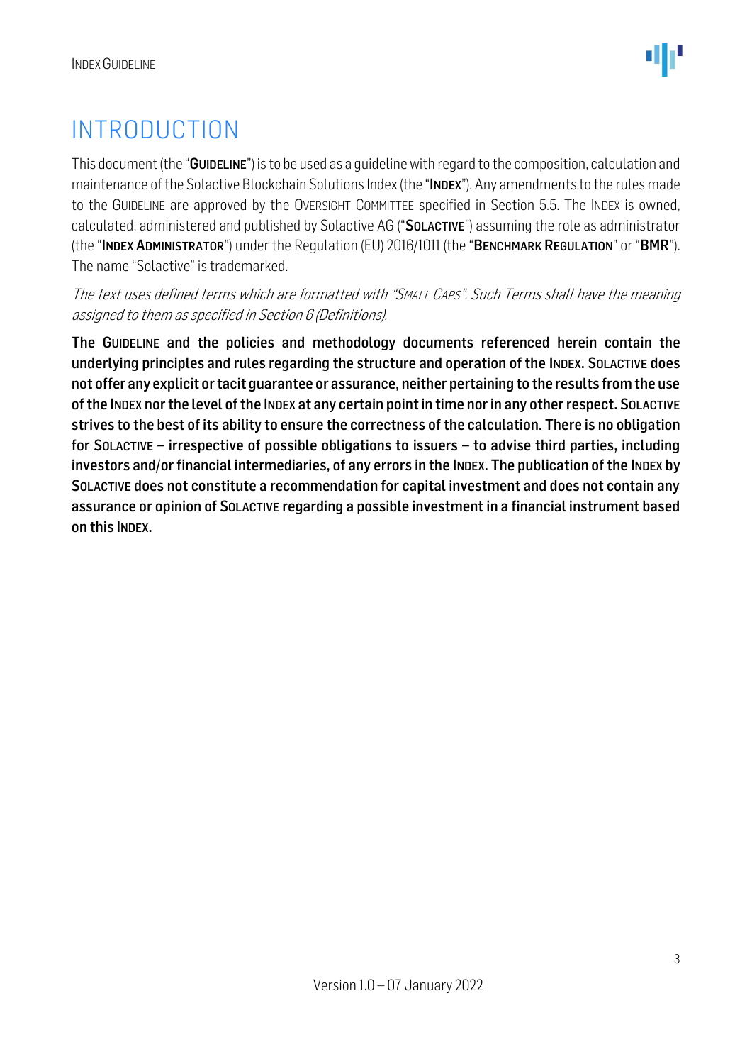# INTRODUCTION

This document (the "**GUIDELINE**") is to be used as a guideline with regard to the composition, calculation and maintenance of the Solactive Blockchain Solutions Index (the "**INDEX**"). Any amendments to the rules made to the GUIDELINE are approved by the OVERSIGHT COMMITTEE specified in Section 5.5. The INDEX is owned, calculated, administered and published by Solactive AG ("**SOLACTIVE**") assuming the role as administrator (the "**INDEX ADMINISTRATOR**") under the Regulation (EU) 2016/1011 (the "**BENCHMARK REGULATION**" or "**BMR**"). The name "Solactive" is trademarked.

*The text uses defined terms which are formatted with "SMALL CAPS". Such Terms shall have the meaning assigned to them as specified in Section 6 (Definitions).*

**The GUIDELINE and the policies and methodology documents referenced herein contain the underlying principles and rules regarding the structure and operation of the INDEX. SOLACTIVE does not offer any explicit or tacit guarantee or assurance, neither pertaining to the results from the use of the INDEX nor the level of the INDEX at any certain point in time nor in any other respect. SOLACTIVE strives to the best of its ability to ensure the correctness of the calculation. There is no obligation for SOLACTIVE – irrespective of possible obligations to issuers – to advise third parties, including investors and/or financial intermediaries, of any errors in the INDEX. The publication of the INDEX by SOLACTIVE does not constitute a recommendation for capital investment and does not contain any assurance or opinion of SOLACTIVE regarding a possible investment in a financial instrument based on this INDEX.**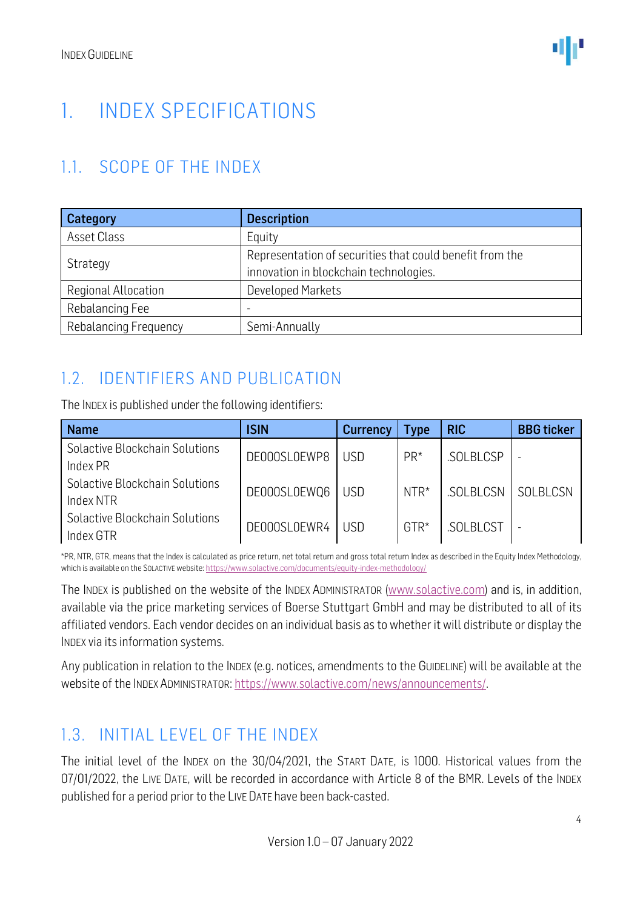# 1. INDEX SPECIFICATIONS

## 1.1. SCOPE OF THE INDEX

| Category | Description |
|---|---|
| Asset Class | Equity |
| Strategy | Representation of securities that could benefit from the innovation in blockchain technologies. |
| Regional Allocation | Developed Markets |
| Rebalancing Fee | - |
| Rebalancing Frequency | Semi-Annually |

## 1.2. IDENTIFIERS AND PUBLICATION

The INDEX is published under the following identifiers:

| Name | ISIN | Currency | Type | RIC | BBG ticker |
|---|---|---|---|---|---|
| Solactive Blockchain Solutions Index PR | DE000SLOEWP8 | USD | PR* | .SOLBLCSP | - |
| Solactive Blockchain Solutions Index NTR | DE000SLOEWQ6 | USD | NTR* | .SOLBLCSN | SOLBLCSN |
| Solactive Blockchain Solutions Index GTR | DE000SLOEWR4 | USD | GTR* | .SOLBLCST | - |

*PR, NTR, GTR, means that the Index is calculated as price return, net total return and gross total return Index as described in the Equity Index Methodology, which is available on the SOLACTIVE website: https://www.solactive.com/documents/equity-index-methodology/

The INDEX is published on the website of the INDEX ADMINISTRATOR (www.solactive.com) and is, in addition, available via the price marketing services of Boerse Stuttgart GmbH and may be distributed to all of its affiliated vendors. Each vendor decides on an individual basis as to whether it will distribute or display the INDEX via its information systems.

Any publication in relation to the INDEX (e.g. notices, amendments to the GUIDELINE) will be available at the website of the INDEX ADMINISTRATOR: https://www.solactive.com/news/announcements/.

## 1.3. INITIAL LEVEL OF THE INDEX

The initial level of the INDEX on the 30/04/2021, the START DATE, is 1000. Historical values from the 07/01/2022, the LIVE DATE, will be recorded in accordance with Article 8 of the BMR. Levels of the INDEX published for a period prior to the LIVE DATE have been back-casted.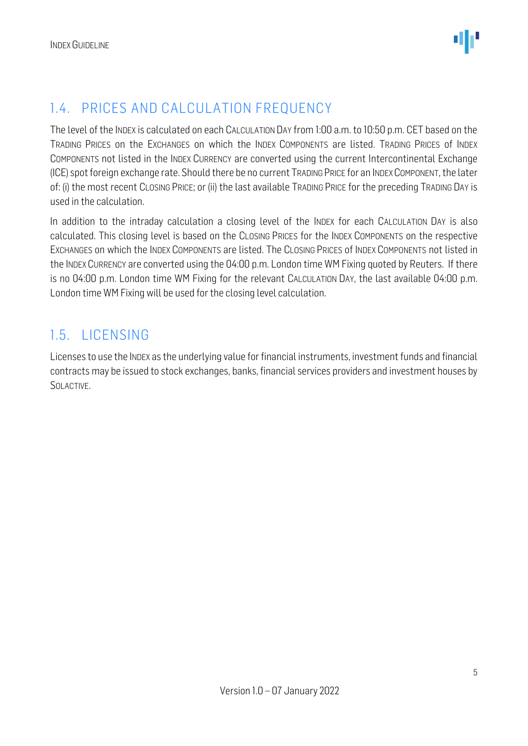## 1.4. PRICES AND CALCULATION FREQUENCY

The level of the INDEX is calculated on each CALCULATION DAY from 1:00 a.m. to 10:50 p.m. CET based on the TRADING PRICES on the EXCHANGES on which the INDEX COMPONENTS are listed. TRADING PRICES of INDEX COMPONENTS not listed in the INDEX CURRENCY are converted using the current Intercontinental Exchange (ICE) spot foreign exchange rate. Should there be no current TRADING PRICE for an INDEX COMPONENT, the later of: (i) the most recent CLOSING PRICE; or (ii) the last available TRADING PRICE for the preceding TRADING DAY is used in the calculation.

In addition to the intraday calculation a closing level of the INDEX for each CALCULATION DAY is also calculated. This closing level is based on the CLOSING PRICES for the INDEX COMPONENTS on the respective EXCHANGES on which the INDEX COMPONENTS are listed. The CLOSING PRICES of INDEX COMPONENTS not listed in the INDEX CURRENCY are converted using the 04:00 p.m. London time WM Fixing quoted by Reuters. If there is no 04:00 p.m. London time WM Fixing for the relevant CALCULATION DAY, the last available 04:00 p.m. London time WM Fixing will be used for the closing level calculation.

## 1.5. LICENSING

Licenses to use the INDEX as the underlying value for financial instruments, investment funds and financial contracts may be issued to stock exchanges, banks, financial services providers and investment houses by SOLACTIVE.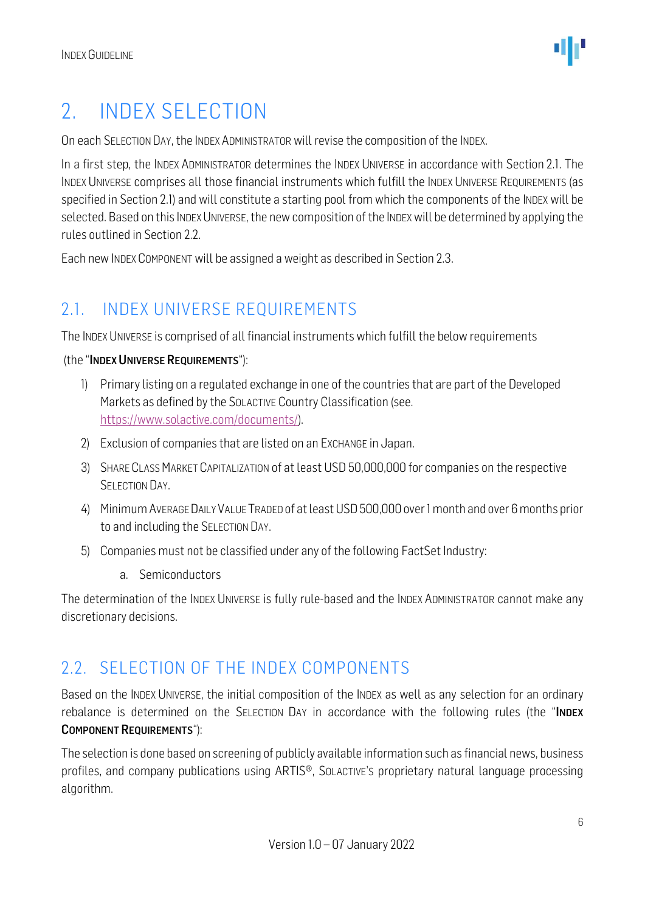# 2. INDEX SELECTION

On each SELECTION DAY, the INDEX ADMINISTRATOR will revise the composition of the INDEX.

In a first step, the INDEX ADMINISTRATOR determines the INDEX UNIVERSE in accordance with Section 2.1. The INDEX UNIVERSE comprises all those financial instruments which fulfill the INDEX UNIVERSE REQUIREMENTS (as specified in Section 2.1) and will constitute a starting pool from which the components of the INDEX will be selected. Based on this INDEX UNIVERSE, the new composition of the INDEX will be determined by applying the rules outlined in Section 2.2.

Each new INDEX COMPONENT will be assigned a weight as described in Section 2.3.

## 2.1. INDEX UNIVERSE REQUIREMENTS

The INDEX UNIVERSE is comprised of all financial instruments which fulfill the below requirements

(the "**INDEX UNIVERSE REQUIREMENTS**"):

1) Primary listing on a regulated exchange in one of the countries that are part of the Developed Markets as defined by the SOLACTIVE Country Classification (see. https://www.solactive.com/documents/).
2) Exclusion of companies that are listed on an EXCHANGE in Japan.
3) SHARE CLASS MARKET CAPITALIZATION of at least USD 50,000,000 for companies on the respective SELECTION DAY.
4) Minimum AVERAGE DAILY VALUE TRADED of at least USD 500,000 over 1 month and over 6 months prior to and including the SELECTION DAY.
5) Companies must not be classified under any of the following FactSet Industry:
    a. Semiconductors

The determination of the INDEX UNIVERSE is fully rule-based and the INDEX ADMINISTRATOR cannot make any discretionary decisions.

## 2.2. SELECTION OF THE INDEX COMPONENTS

Based on the INDEX UNIVERSE, the initial composition of the INDEX as well as any selection for an ordinary rebalance is determined on the SELECTION DAY in accordance with the following rules (the "**INDEX COMPONENT REQUIREMENTS**"):

The selection is done based on screening of publicly available information such as financial news, business profiles, and company publications using ARTIS®, SOLACTIVE'S proprietary natural language processing algorithm.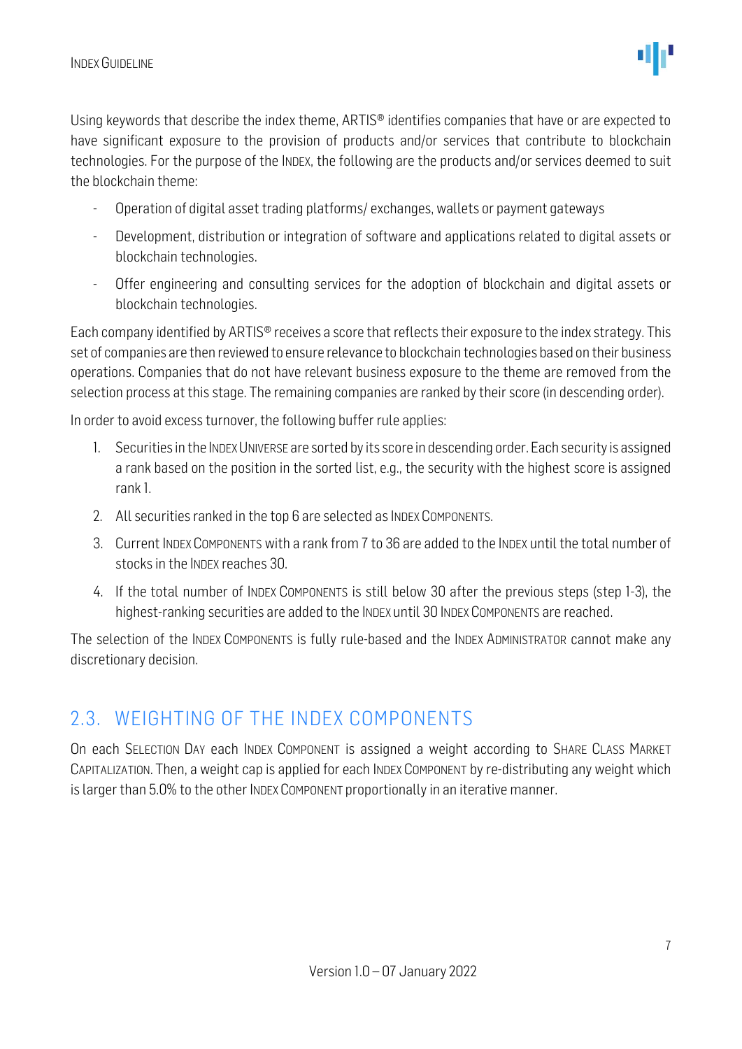Using keywords that describe the index theme, ARTIS® identifies companies that have or are expected to have significant exposure to the provision of products and/or services that contribute to blockchain technologies. For the purpose of the INDEX, the following are the products and/or services deemed to suit the blockchain theme:

- Operation of digital asset trading platforms/ exchanges, wallets or payment gateways
- Development, distribution or integration of software and applications related to digital assets or blockchain technologies.
- Offer engineering and consulting services for the adoption of blockchain and digital assets or blockchain technologies.

Each company identified by ARTIS® receives a score that reflects their exposure to the index strategy. This set of companies are then reviewed to ensure relevance to blockchain technologies based on their business operations. Companies that do not have relevant business exposure to the theme are removed from the selection process at this stage. The remaining companies are ranked by their score (in descending order).

In order to avoid excess turnover, the following buffer rule applies:

1. Securities in the INDEX UNIVERSE are sorted by its score in descending order. Each security is assigned a rank based on the position in the sorted list, e.g., the security with the highest score is assigned rank 1.
2. All securities ranked in the top 6 are selected as INDEX COMPONENTS.
3. Current INDEX COMPONENTS with a rank from 7 to 36 are added to the INDEX until the total number of stocks in the INDEX reaches 30.
4. If the total number of INDEX COMPONENTS is still below 30 after the previous steps (step 1-3), the highest-ranking securities are added to the INDEX until 30 INDEX COMPONENTS are reached.

The selection of the INDEX COMPONENTS is fully rule-based and the INDEX ADMINISTRATOR cannot make any discretionary decision.

## 2.3. WEIGHTING OF THE INDEX COMPONENTS

On each SELECTION DAY each INDEX COMPONENT is assigned a weight according to SHARE CLASS MARKET CAPITALIZATION. Then, a weight cap is applied for each INDEX COMPONENT by re-distributing any weight which is larger than 5.0% to the other INDEX COMPONENT proportionally in an iterative manner.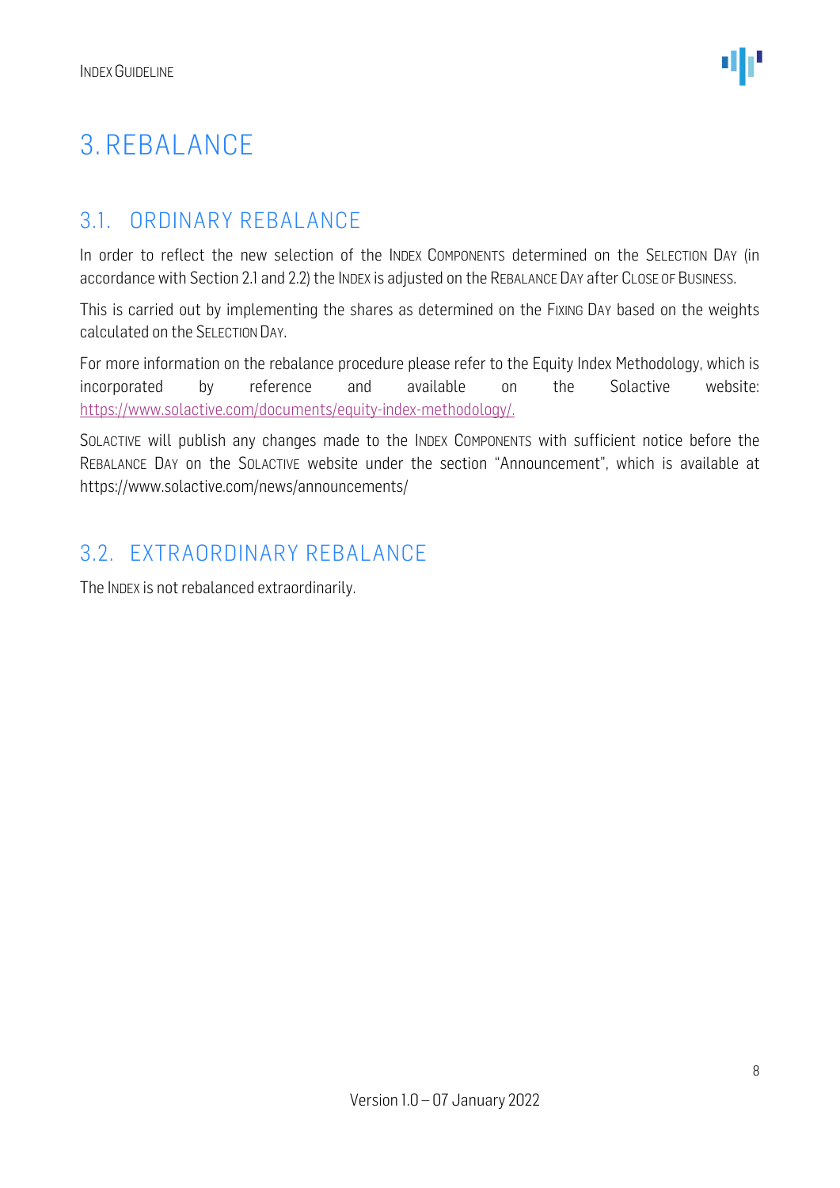# 3. REBALANCE

## 3.1. ORDINARY REBALANCE

In order to reflect the new selection of the INDEX COMPONENTS determined on the SELECTION DAY (in accordance with Section 2.1 and 2.2) the INDEX is adjusted on the REBALANCE DAY after CLOSE OF BUSINESS.

This is carried out by implementing the shares as determined on the FIXING DAY based on the weights calculated on the SELECTION DAY.

For more information on the rebalance procedure please refer to the Equity Index Methodology, which is incorporated by reference and available on the Solactive website: https://www.solactive.com/documents/equity-index-methodology/.

SOLACTIVE will publish any changes made to the INDEX COMPONENTS with sufficient notice before the REBALANCE DAY on the SOLACTIVE website under the section "Announcement", which is available at https://www.solactive.com/news/announcements/

## 3.2. EXTRAORDINARY REBALANCE

The INDEX is not rebalanced extraordinarily.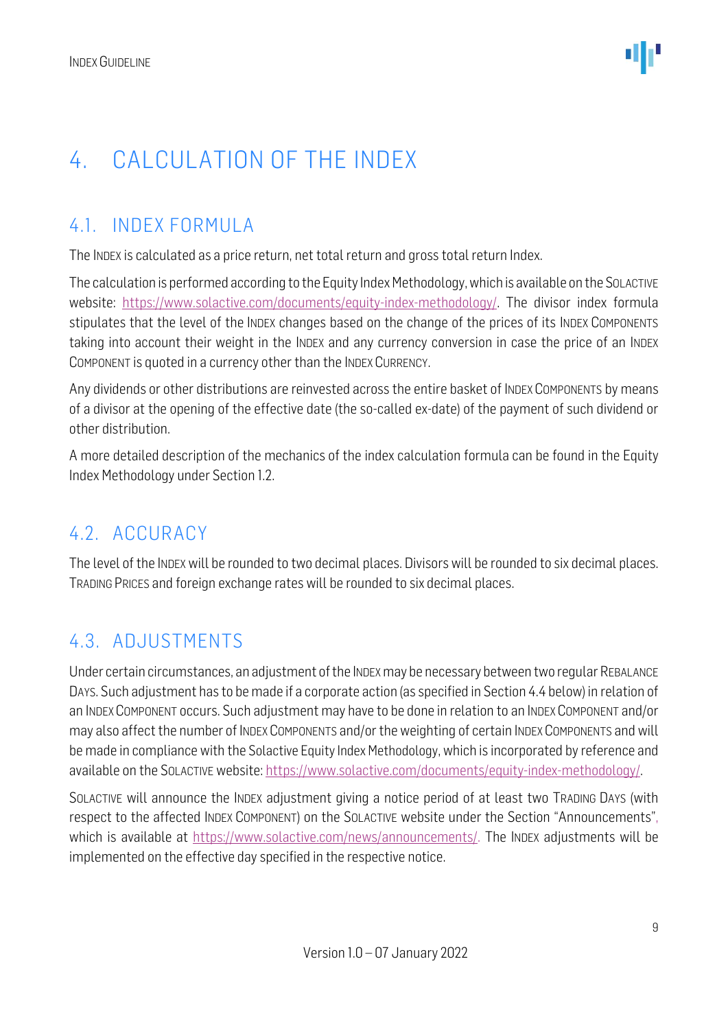# 4. CALCULATION OF THE INDEX

## 4.1. INDEX FORMULA

The INDEX is calculated as a price return, net total return and gross total return Index.

The calculation is performed according to the Equity Index Methodology, which is available on the SOLACTIVE website: https://www.solactive.com/documents/equity-index-methodology/. The divisor index formula stipulates that the level of the INDEX changes based on the change of the prices of its INDEX COMPONENTS taking into account their weight in the INDEX and any currency conversion in case the price of an INDEX COMPONENT is quoted in a currency other than the INDEX CURRENCY.

Any dividends or other distributions are reinvested across the entire basket of INDEX COMPONENTS by means of a divisor at the opening of the effective date (the so-called ex-date) of the payment of such dividend or other distribution.

A more detailed description of the mechanics of the index calculation formula can be found in the Equity Index Methodology under Section 1.2.

## 4.2. ACCURACY

The level of the INDEX will be rounded to two decimal places. Divisors will be rounded to six decimal places. TRADING PRICES and foreign exchange rates will be rounded to six decimal places.

## 4.3. ADJUSTMENTS

Under certain circumstances, an adjustment of the INDEX may be necessary between two regular REBALANCE DAYS. Such adjustment has to be made if a corporate action (as specified in Section 4.4 below) in relation of an INDEX COMPONENT occurs. Such adjustment may have to be done in relation to an INDEX COMPONENT and/or may also affect the number of INDEX COMPONENTS and/or the weighting of certain INDEX COMPONENTS and will be made in compliance with the Solactive Equity Index Methodology, which is incorporated by reference and available on the SOLACTIVE website: https://www.solactive.com/documents/equity-index-methodology/.

SOLACTIVE will announce the INDEX adjustment giving a notice period of at least two TRADING DAYS (with respect to the affected INDEX COMPONENT) on the SOLACTIVE website under the Section "Announcements", which is available at https://www.solactive.com/news/announcements/. The INDEX adjustments will be implemented on the effective day specified in the respective notice.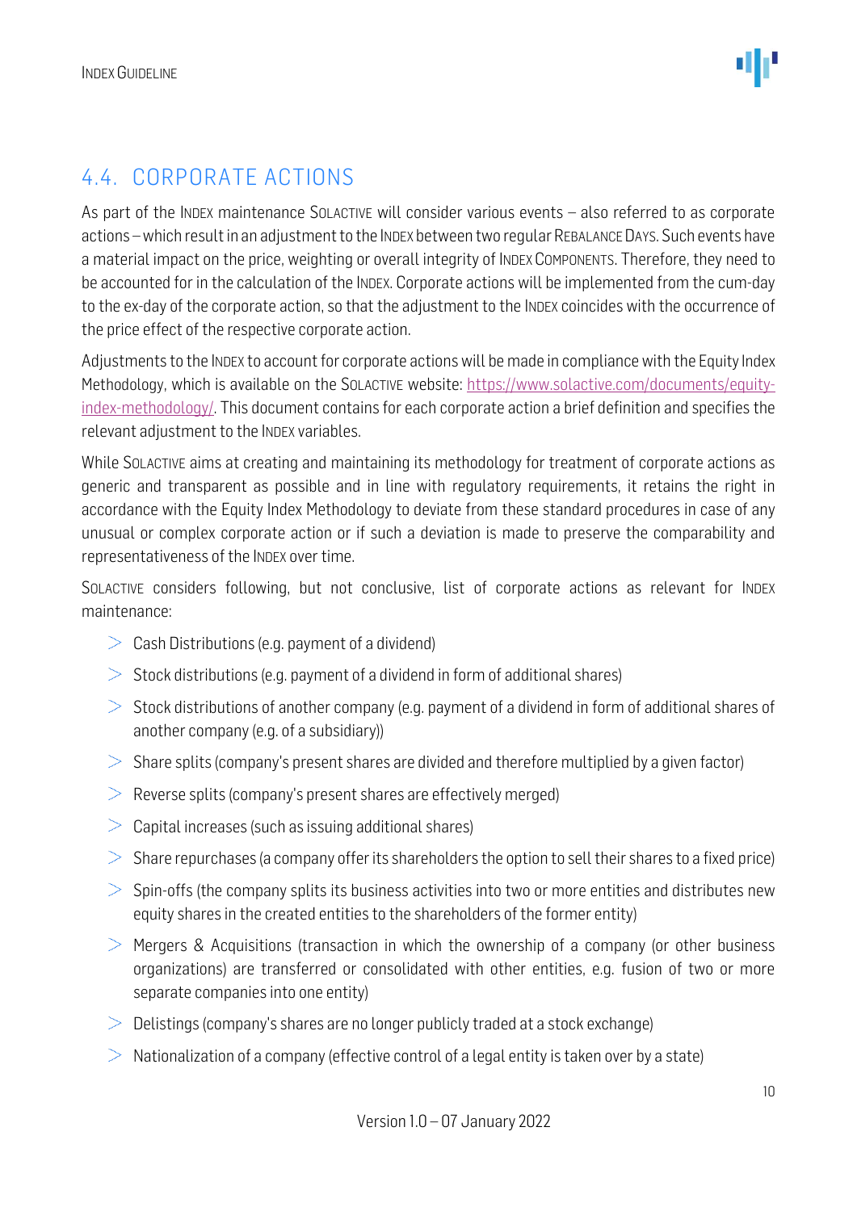## 4.4. CORPORATE ACTIONS

As part of the INDEX maintenance SOLACTIVE will consider various events – also referred to as corporate actions – which result in an adjustment to the INDEX between two regular REBALANCE DAYS. Such events have a material impact on the price, weighting or overall integrity of INDEX COMPONENTS. Therefore, they need to be accounted for in the calculation of the INDEX. Corporate actions will be implemented from the cum-day to the ex-day of the corporate action, so that the adjustment to the INDEX coincides with the occurrence of the price effect of the respective corporate action.

Adjustments to the INDEX to account for corporate actions will be made in compliance with the Equity Index Methodology, which is available on the SOLACTIVE website: [https://www.solactive.com/documents/equity-index-methodology/](https://www.solactive.com/documents/equity-index-methodology/). This document contains for each corporate action a brief definition and specifies the relevant adjustment to the INDEX variables.

While SOLACTIVE aims at creating and maintaining its methodology for treatment of corporate actions as generic and transparent as possible and in line with regulatory requirements, it retains the right in accordance with the Equity Index Methodology to deviate from these standard procedures in case of any unusual or complex corporate action or if such a deviation is made to preserve the comparability and representativeness of the INDEX over time.

SOLACTIVE considers following, but not conclusive, list of corporate actions as relevant for INDEX maintenance:

- Cash Distributions (e.g. payment of a dividend)
- Stock distributions (e.g. payment of a dividend in form of additional shares)
- Stock distributions of another company (e.g. payment of a dividend in form of additional shares of another company (e.g. of a subsidiary))
- Share splits (company's present shares are divided and therefore multiplied by a given factor)
- Reverse splits (company's present shares are effectively merged)
- Capital increases (such as issuing additional shares)
- Share repurchases (a company offer its shareholders the option to sell their shares to a fixed price)
- Spin-offs (the company splits its business activities into two or more entities and distributes new equity shares in the created entities to the shareholders of the former entity)
- Mergers & Acquisitions (transaction in which the ownership of a company (or other business organizations) are transferred or consolidated with other entities, e.g. fusion of two or more separate companies into one entity)
- Delistings (company's shares are no longer publicly traded at a stock exchange)
- Nationalization of a company (effective control of a legal entity is taken over by a state)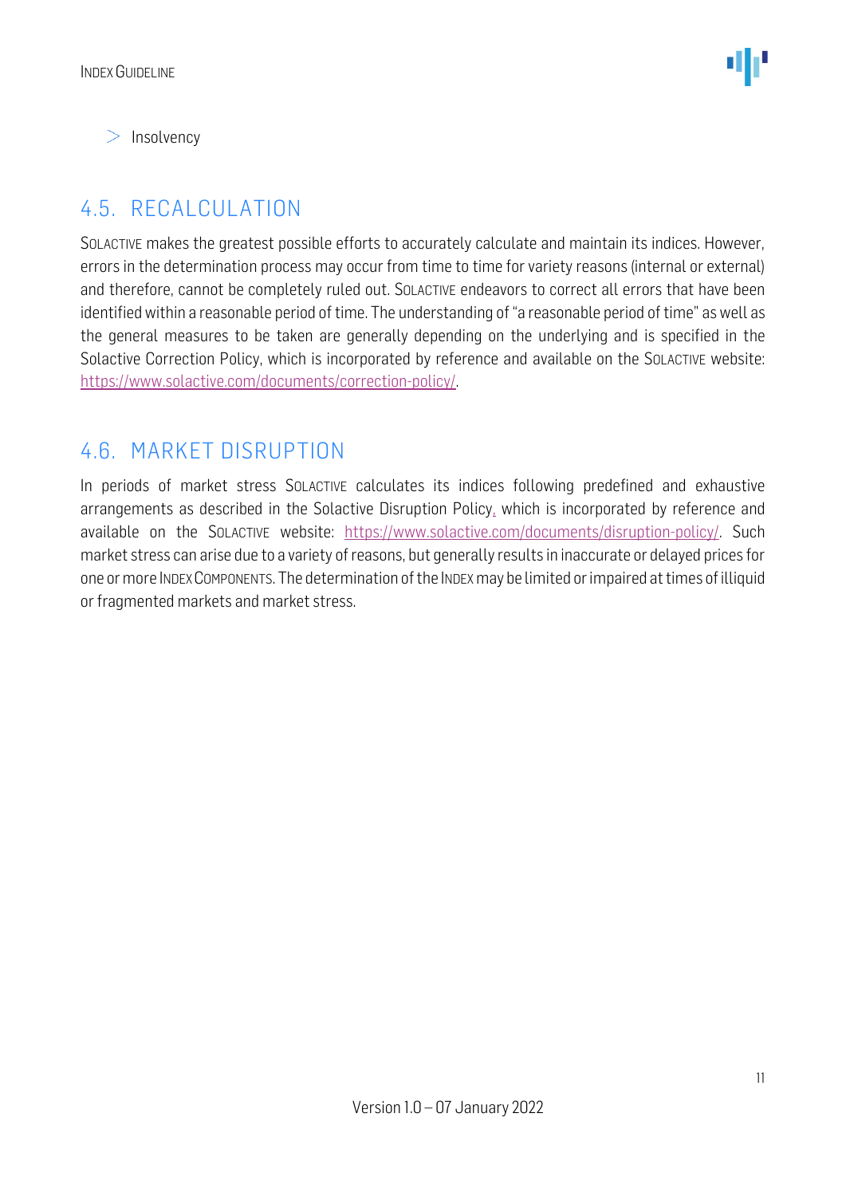- Insolvency

## 4.5. RECALCULATION

SOLACTIVE makes the greatest possible efforts to accurately calculate and maintain its indices. However, errors in the determination process may occur from time to time for variety reasons (internal or external) and therefore, cannot be completely ruled out. SOLACTIVE endeavors to correct all errors that have been identified within a reasonable period of time. The understanding of "a reasonable period of time" as well as the general measures to be taken are generally depending on the underlying and is specified in the Solactive Correction Policy, which is incorporated by reference and available on the SOLACTIVE website: https://www.solactive.com/documents/correction-policy/.

## 4.6. MARKET DISRUPTION

In periods of market stress SOLACTIVE calculates its indices following predefined and exhaustive arrangements as described in the Solactive Disruption Policy, which is incorporated by reference and available on the SOLACTIVE website: https://www.solactive.com/documents/disruption-policy/. Such market stress can arise due to a variety of reasons, but generally results in inaccurate or delayed prices for one or more INDEX COMPONENTS. The determination of the INDEX may be limited or impaired at times of illiquid or fragmented markets and market stress.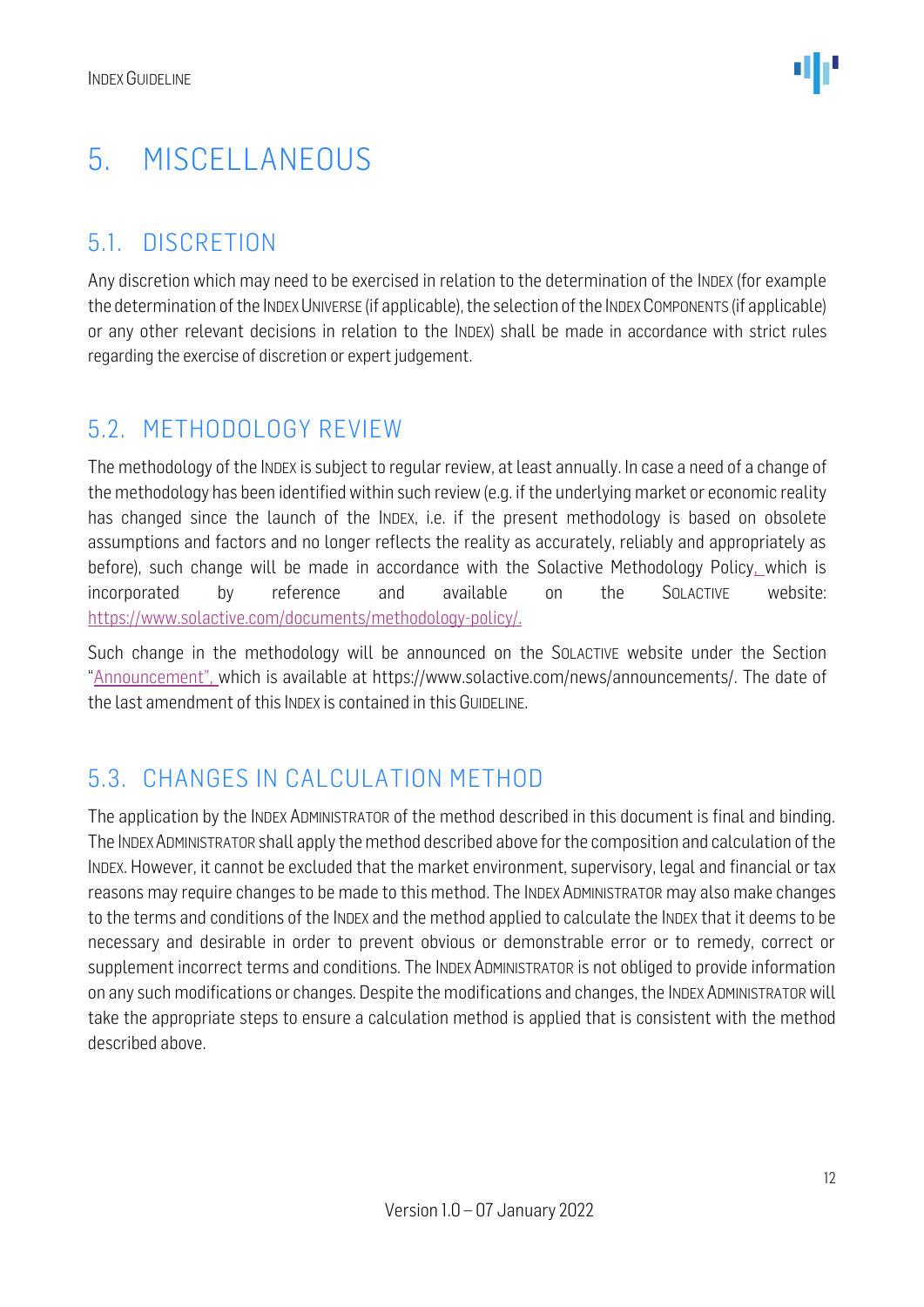# 5. MISCELLANEOUS

## 5.1. DISCRETION

Any discretion which may need to be exercised in relation to the determination of the INDEX (for example the determination of the INDEX UNIVERSE (if applicable), the selection of the INDEX COMPONENTS (if applicable) or any other relevant decisions in relation to the INDEX) shall be made in accordance with strict rules regarding the exercise of discretion or expert judgement.

## 5.2. METHODOLOGY REVIEW

The methodology of the INDEX is subject to regular review, at least annually. In case a need of a change of the methodology has been identified within such review (e.g. if the underlying market or economic reality has changed since the launch of the INDEX, i.e. if the present methodology is based on obsolete assumptions and factors and no longer reflects the reality as accurately, reliably and appropriately as before), such change will be made in accordance with the Solactive Methodology Policy, which is incorporated by reference and available on the SOLACTIVE website: https://www.solactive.com/documents/methodology-policy/.

Such change in the methodology will be announced on the SOLACTIVE website under the Section "Announcement", which is available at https://www.solactive.com/news/announcements/. The date of the last amendment of this INDEX is contained in this GUIDELINE.

## 5.3. CHANGES IN CALCULATION METHOD

The application by the INDEX ADMINISTRATOR of the method described in this document is final and binding. The INDEX ADMINISTRATOR shall apply the method described above for the composition and calculation of the INDEX. However, it cannot be excluded that the market environment, supervisory, legal and financial or tax reasons may require changes to be made to this method. The INDEX ADMINISTRATOR may also make changes to the terms and conditions of the INDEX and the method applied to calculate the INDEX that it deems to be necessary and desirable in order to prevent obvious or demonstrable error or to remedy, correct or supplement incorrect terms and conditions. The INDEX ADMINISTRATOR is not obliged to provide information on any such modifications or changes. Despite the modifications and changes, the INDEX ADMINISTRATOR will take the appropriate steps to ensure a calculation method is applied that is consistent with the method described above.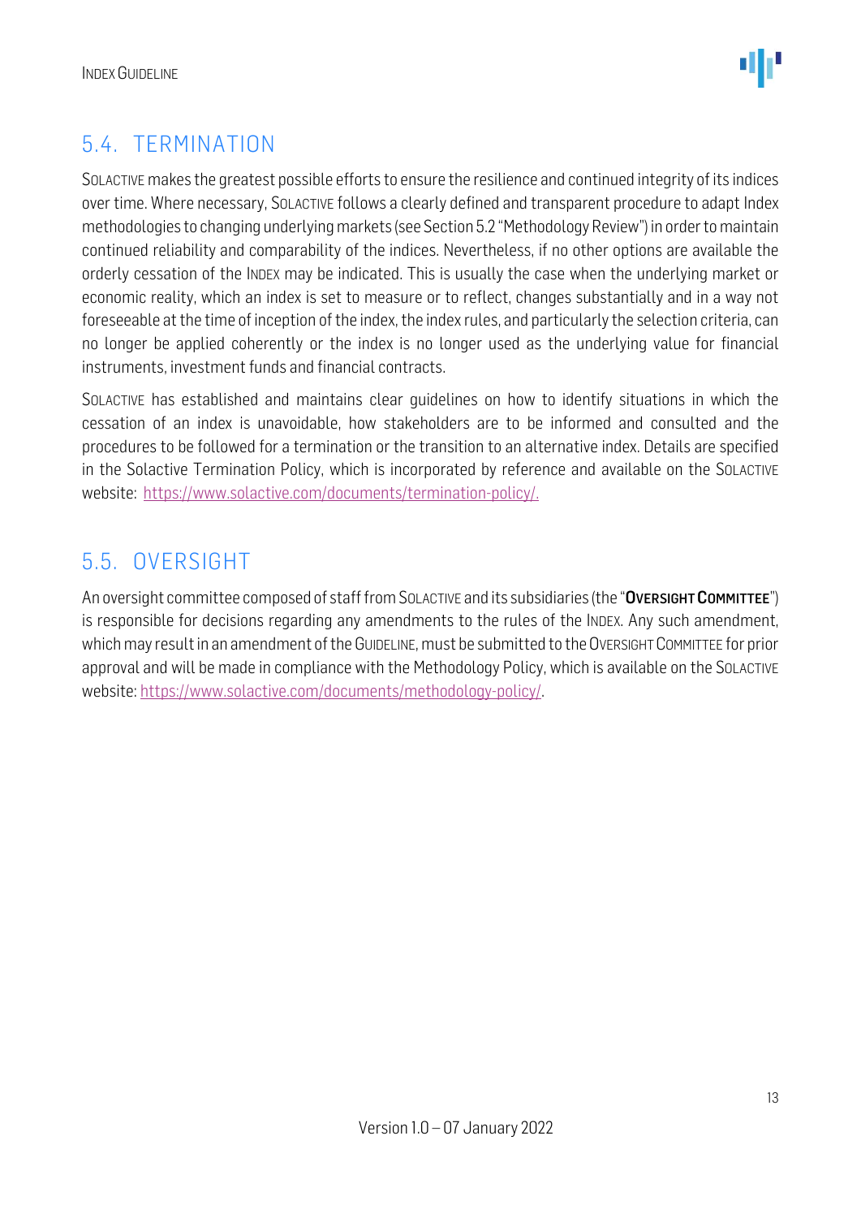## 5.4. TERMINATION

SOLACTIVE makes the greatest possible efforts to ensure the resilience and continued integrity of its indices over time. Where necessary, SOLACTIVE follows a clearly defined and transparent procedure to adapt Index methodologies to changing underlying markets (see Section 5.2 "Methodology Review") in order to maintain continued reliability and comparability of the indices. Nevertheless, if no other options are available the orderly cessation of the INDEX may be indicated. This is usually the case when the underlying market or economic reality, which an index is set to measure or to reflect, changes substantially and in a way not foreseeable at the time of inception of the index, the index rules, and particularly the selection criteria, can no longer be applied coherently or the index is no longer used as the underlying value for financial instruments, investment funds and financial contracts.

SOLACTIVE has established and maintains clear guidelines on how to identify situations in which the cessation of an index is unavoidable, how stakeholders are to be informed and consulted and the procedures to be followed for a termination or the transition to an alternative index. Details are specified in the Solactive Termination Policy, which is incorporated by reference and available on the SOLACTIVE website: https://www.solactive.com/documents/termination-policy/.

## 5.5. OVERSIGHT

An oversight committee composed of staff from SOLACTIVE and its subsidiaries (the "**OVERSIGHT COMMITTEE**") is responsible for decisions regarding any amendments to the rules of the INDEX. Any such amendment, which may result in an amendment of the GUIDELINE, must be submitted to the OVERSIGHT COMMITTEE for prior approval and will be made in compliance with the Methodology Policy, which is available on the SOLACTIVE website: https://www.solactive.com/documents/methodology-policy/.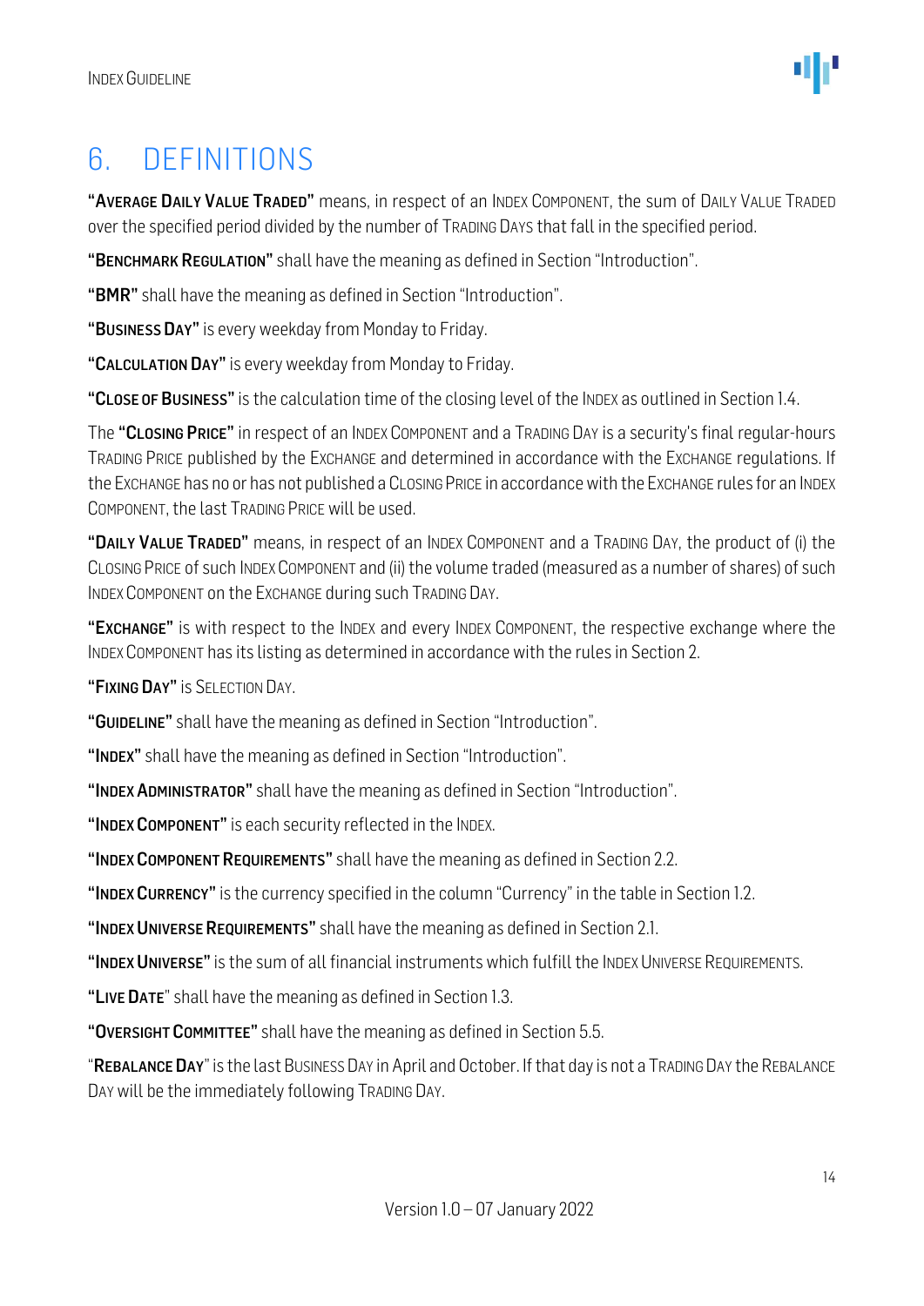# 6. DEFINITIONS

"**AVERAGE DAILY VALUE TRADED**" means, in respect of an INDEX COMPONENT, the sum of DAILY VALUE TRADED over the specified period divided by the number of TRADING DAYS that fall in the specified period.

"**BENCHMARK REGULATION**" shall have the meaning as defined in Section "Introduction".

"**BMR**" shall have the meaning as defined in Section "Introduction".

"**BUSINESS DAY**" is every weekday from Monday to Friday.

"**CALCULATION DAY**" is every weekday from Monday to Friday.

"**CLOSE OF BUSINESS**" is the calculation time of the closing level of the INDEX as outlined in Section 1.4.

The "**CLOSING PRICE**" in respect of an INDEX COMPONENT and a TRADING DAY is a security's final regular-hours TRADING PRICE published by the EXCHANGE and determined in accordance with the EXCHANGE regulations. If the EXCHANGE has no or has not published a CLOSING PRICE in accordance with the EXCHANGE rules for an INDEX COMPONENT, the last TRADING PRICE will be used.

"**DAILY VALUE TRADED**" means, in respect of an INDEX COMPONENT and a TRADING DAY, the product of (i) the CLOSING PRICE of such INDEX COMPONENT and (ii) the volume traded (measured as a number of shares) of such INDEX COMPONENT on the EXCHANGE during such TRADING DAY.

"**EXCHANGE**" is with respect to the INDEX and every INDEX COMPONENT, the respective exchange where the INDEX COMPONENT has its listing as determined in accordance with the rules in Section 2.

"**FIXING DAY**" is SELECTION DAY.

"**GUIDELINE**" shall have the meaning as defined in Section "Introduction".

"**INDEX**" shall have the meaning as defined in Section "Introduction".

"**INDEX ADMINISTRATOR**" shall have the meaning as defined in Section "Introduction".

"**INDEX COMPONENT**" is each security reflected in the INDEX.

"**INDEX COMPONENT REQUIREMENTS**" shall have the meaning as defined in Section 2.2.

"**INDEX CURRENCY**" is the currency specified in the column "Currency" in the table in Section 1.2.

"**INDEX UNIVERSE REQUIREMENTS**" shall have the meaning as defined in Section 2.1.

"**INDEX UNIVERSE**" is the sum of all financial instruments which fulfill the INDEX UNIVERSE REQUIREMENTS.

"**LIVE DATE**" shall have the meaning as defined in Section 1.3.

"**OVERSIGHT COMMITTEE**" shall have the meaning as defined in Section 5.5.

"**REBALANCE DAY**" is the last BUSINESS DAY in April and October. If that day is not a TRADING DAY the REBALANCE DAY will be the immediately following TRADING DAY.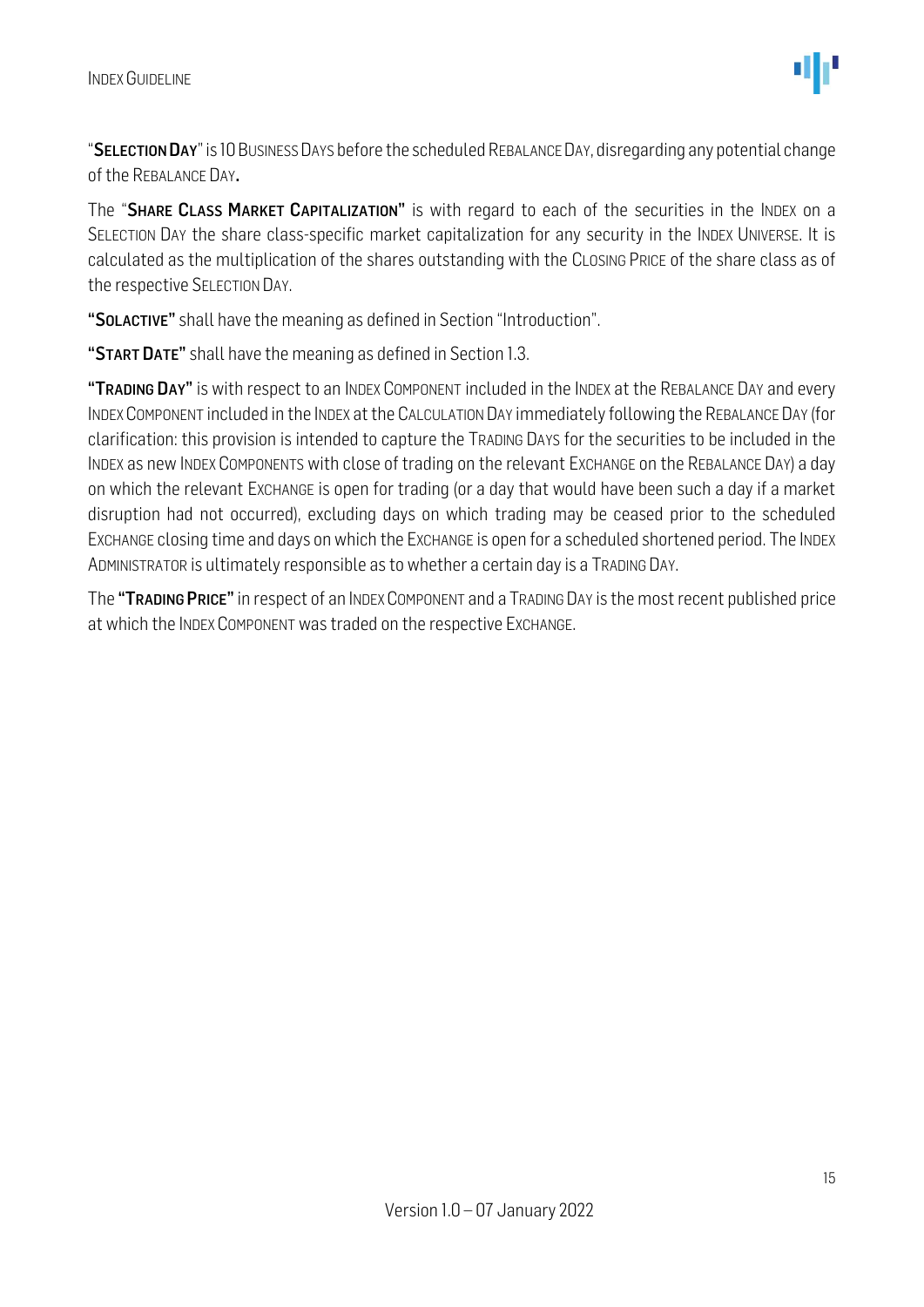"**SELECTION DAY**" is 10 BUSINESS DAYS before the scheduled REBALANCE DAY, disregarding any potential change of the REBALANCE DAY.

The "**SHARE CLASS MARKET CAPITALIZATION**" is with regard to each of the securities in the INDEX on a SELECTION DAY the share class-specific market capitalization for any security in the INDEX UNIVERSE. It is calculated as the multiplication of the shares outstanding with the CLOSING PRICE of the share class as of the respective SELECTION DAY.

"**SOLACTIVE**" shall have the meaning as defined in Section "Introduction".

"**START DATE**" shall have the meaning as defined in Section 1.3.

"**TRADING DAY**" is with respect to an INDEX COMPONENT included in the INDEX at the REBALANCE DAY and every INDEX COMPONENT included in the INDEX at the CALCULATION DAY immediately following the REBALANCE DAY (for clarification: this provision is intended to capture the TRADING DAYS for the securities to be included in the INDEX as new INDEX COMPONENTS with close of trading on the relevant EXCHANGE on the REBALANCE DAY) a day on which the relevant EXCHANGE is open for trading (or a day that would have been such a day if a market disruption had not occurred), excluding days on which trading may be ceased prior to the scheduled EXCHANGE closing time and days on which the EXCHANGE is open for a scheduled shortened period. The INDEX ADMINISTRATOR is ultimately responsible as to whether a certain day is a TRADING DAY.

The "**TRADING PRICE**" in respect of an INDEX COMPONENT and a TRADING DAY is the most recent published price at which the INDEX COMPONENT was traded on the respective EXCHANGE.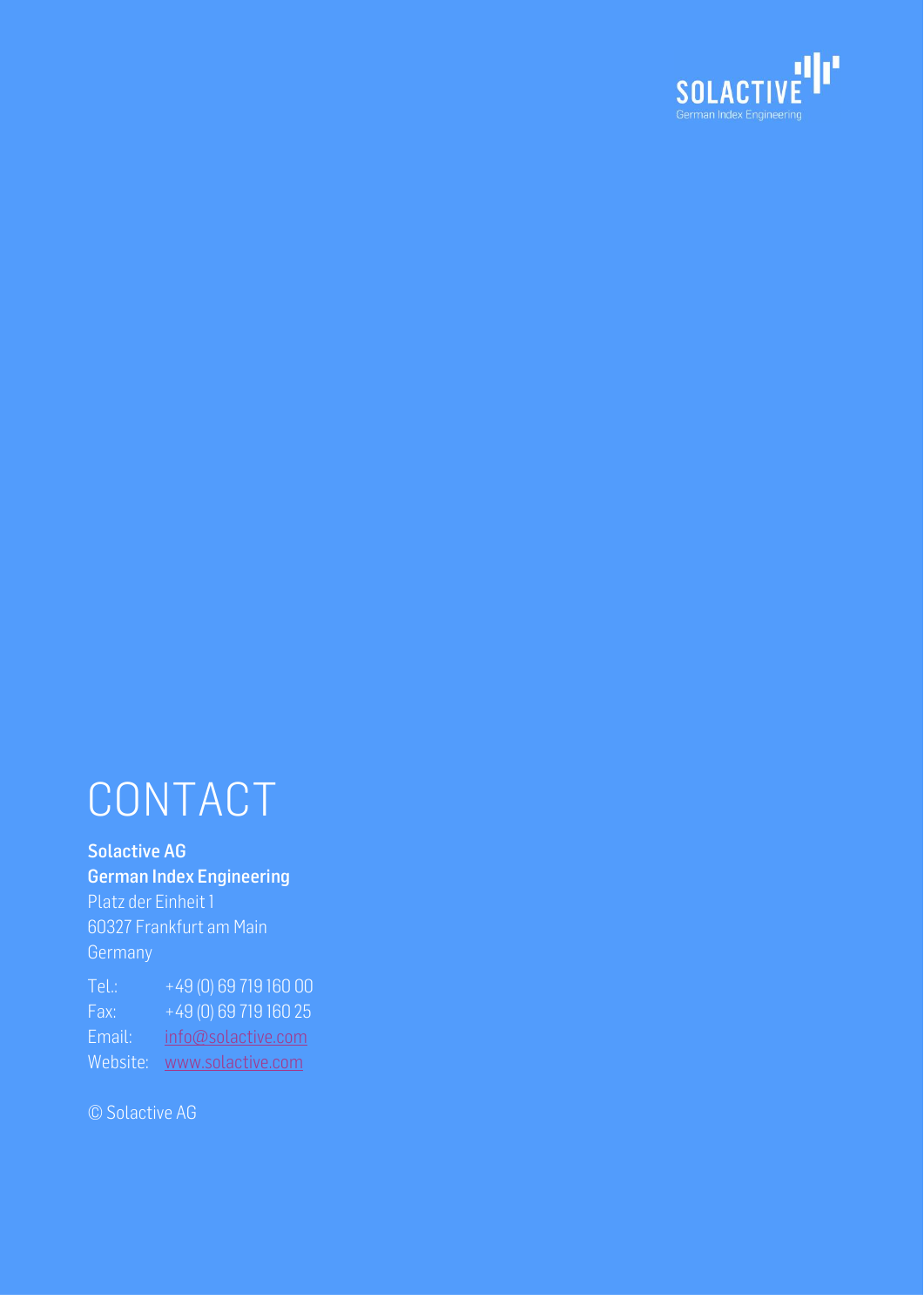SOLACTIVE
German Index Engineering

# CONTACT

**Solactive AG**
**German Index Engineering**
Platz der Einheit 1
60327 Frankfurt am Main
Germany

Tel.: +49 (0) 69 719 160 00
Fax: +49 (0) 69 719 160 25
Email: info@solactive.com
Website: www.solactive.com

© Solactive AG